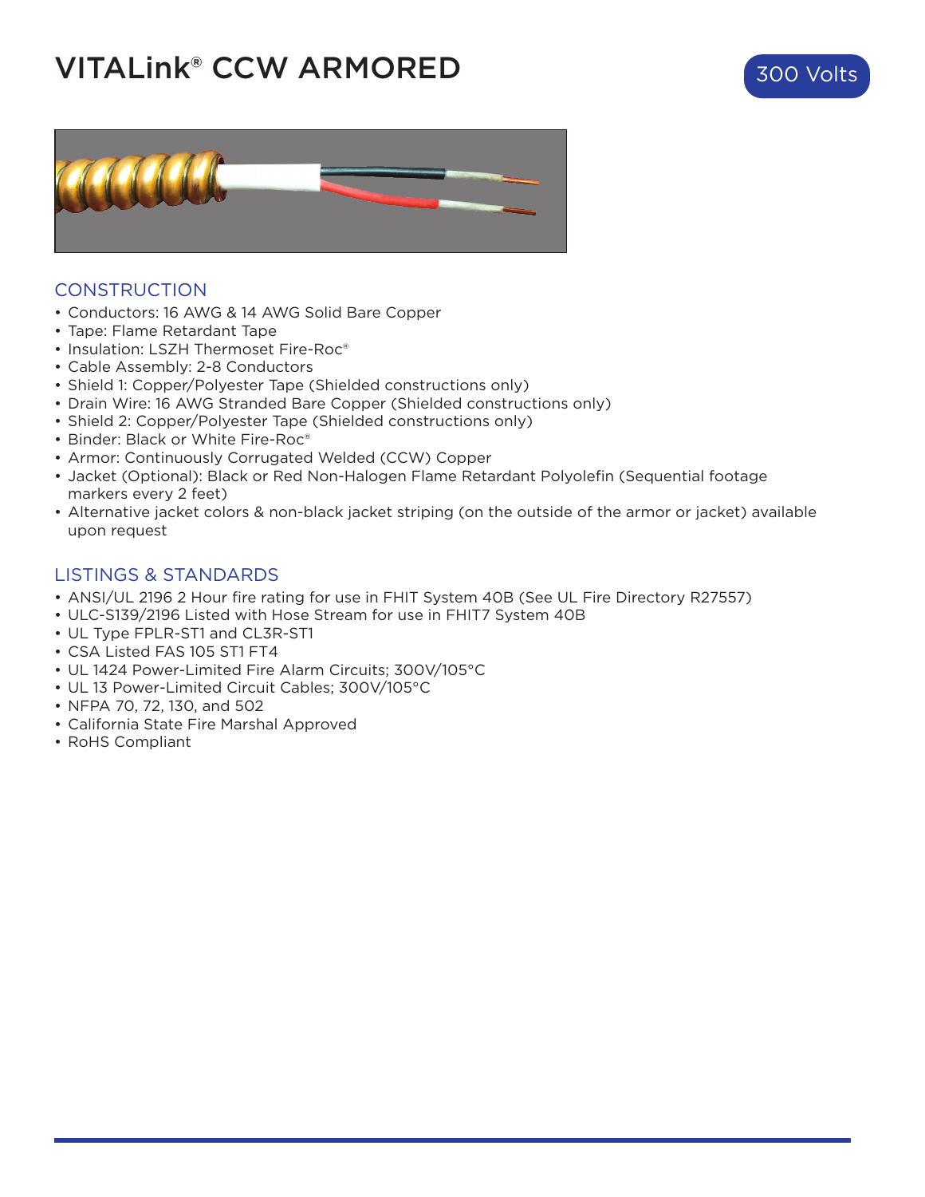# VITALink® CCW ARMORED

300 Volts

## CONSTRUCTION

- Conductors: 16 AWG & 14 AWG Solid Bare Copper
- Tape: Flame Retardant Tape
- Insulation: LSZH Thermoset Fire-Roc®
- Cable Assembly: 2-8 Conductors
- Shield 1: Copper/Polyester Tape (Shielded constructions only)
- Drain Wire: 16 AWG Stranded Bare Copper (Shielded constructions only)
- Shield 2: Copper/Polyester Tape (Shielded constructions only)
- Binder: Black or White Fire-Roc®
- Armor: Continuously Corrugated Welded (CCW) Copper
- Jacket (Optional): Black or Red Non-Halogen Flame Retardant Polyolefin (Sequential footage markers every 2 feet)
- Alternative jacket colors & non-black jacket striping (on the outside of the armor or jacket) available upon request

## LISTINGS & STANDARDS

- ANSI/UL 2196 2 Hour fire rating for use in FHIT System 40B (See UL Fire Directory R27557)
- ULC-S139/2196 Listed with Hose Stream for use in FHIT7 System 40B
- UL Type FPLR-ST1 and CL3R-ST1
- CSA Listed FAS 105 ST1 FT4
- UL 1424 Power-Limited Fire Alarm Circuits; 300V/105°C
- UL 13 Power-Limited Circuit Cables; 300V/105°C
- NFPA 70, 72, 130, and 502
- California State Fire Marshal Approved
- RoHS Compliant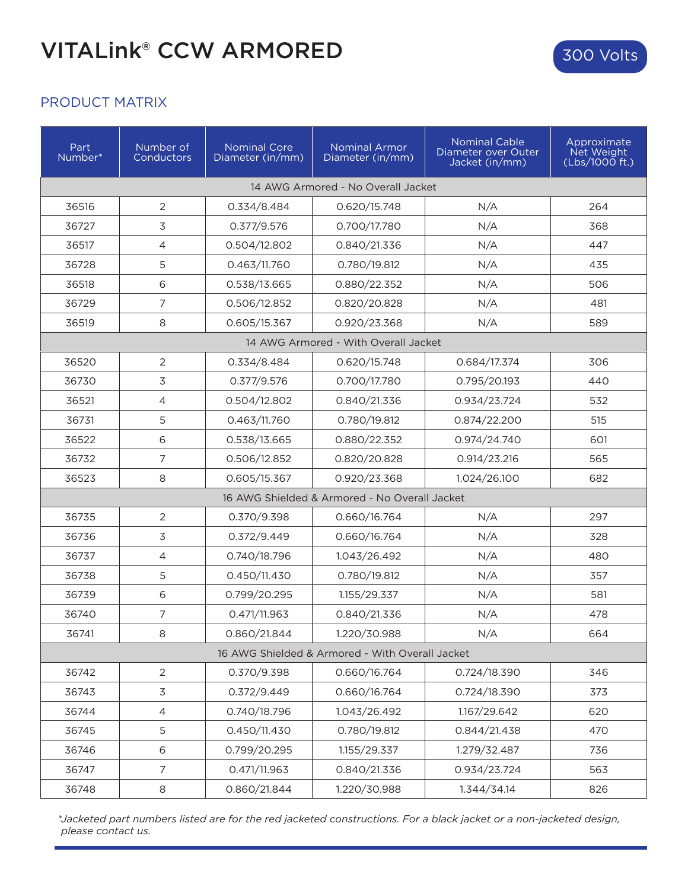# VITALink® CCW ARMORED

300 Volts

## PRODUCT MATRIX

| Part Number* | Number of Conductors | Nominal Core Diameter (in/mm) | Nominal Armor Diameter (in/mm) | Nominal Cable Diameter over Outer Jacket (in/mm) | Approximate Net Weight (Lbs/1000 ft.) |
|---|---|---|---|---|---|
| 14 AWG Armored - No Overall Jacket | | | | | |
| 36516 | 2 | 0.334/8.484 | 0.620/15.748 | N/A | 264 |
| 36727 | 3 | 0.377/9.576 | 0.700/17.780 | N/A | 368 |
| 36517 | 4 | 0.504/12.802 | 0.840/21.336 | N/A | 447 |
| 36728 | 5 | 0.463/11.760 | 0.780/19.812 | N/A | 435 |
| 36518 | 6 | 0.538/13.665 | 0.880/22.352 | N/A | 506 |
| 36729 | 7 | 0.506/12.852 | 0.820/20.828 | N/A | 481 |
| 36519 | 8 | 0.605/15.367 | 0.920/23.368 | N/A | 589 |
| 14 AWG Armored - With Overall Jacket | | | | | |
| 36520 | 2 | 0.334/8.484 | 0.620/15.748 | 0.684/17.374 | 306 |
| 36730 | 3 | 0.377/9.576 | 0.700/17.780 | 0.795/20.193 | 440 |
| 36521 | 4 | 0.504/12.802 | 0.840/21.336 | 0.934/23.724 | 532 |
| 36731 | 5 | 0.463/11.760 | 0.780/19.812 | 0.874/22.200 | 515 |
| 36522 | 6 | 0.538/13.665 | 0.880/22.352 | 0.974/24.740 | 601 |
| 36732 | 7 | 0.506/12.852 | 0.820/20.828 | 0.914/23.216 | 565 |
| 36523 | 8 | 0.605/15.367 | 0.920/23.368 | 1.024/26.100 | 682 |
| 16 AWG Shielded & Armored - No Overall Jacket | | | | | |
| 36735 | 2 | 0.370/9.398 | 0.660/16.764 | N/A | 297 |
| 36736 | 3 | 0.372/9.449 | 0.660/16.764 | N/A | 328 |
| 36737 | 4 | 0.740/18.796 | 1.043/26.492 | N/A | 480 |
| 36738 | 5 | 0.450/11.430 | 0.780/19.812 | N/A | 357 |
| 36739 | 6 | 0.799/20.295 | 1.155/29.337 | N/A | 581 |
| 36740 | 7 | 0.471/11.963 | 0.840/21.336 | N/A | 478 |
| 36741 | 8 | 0.860/21.844 | 1.220/30.988 | N/A | 664 |
| 16 AWG Shielded & Armored - With Overall Jacket | | | | | |
| 36742 | 2 | 0.370/9.398 | 0.660/16.764 | 0.724/18.390 | 346 |
| 36743 | 3 | 0.372/9.449 | 0.660/16.764 | 0.724/18.390 | 373 |
| 36744 | 4 | 0.740/18.796 | 1.043/26.492 | 1.167/29.642 | 620 |
| 36745 | 5 | 0.450/11.430 | 0.780/19.812 | 0.844/21.438 | 470 |
| 36746 | 6 | 0.799/20.295 | 1.155/29.337 | 1.279/32.487 | 736 |
| 36747 | 7 | 0.471/11.963 | 0.840/21.336 | 0.934/23.724 | 563 |
| 36748 | 8 | 0.860/21.844 | 1.220/30.988 | 1.344/34.14 | 826 |

*\*Jacketed part numbers listed are for the red jacketed constructions. For a black jacket or a non-jacketed design, please contact us.*